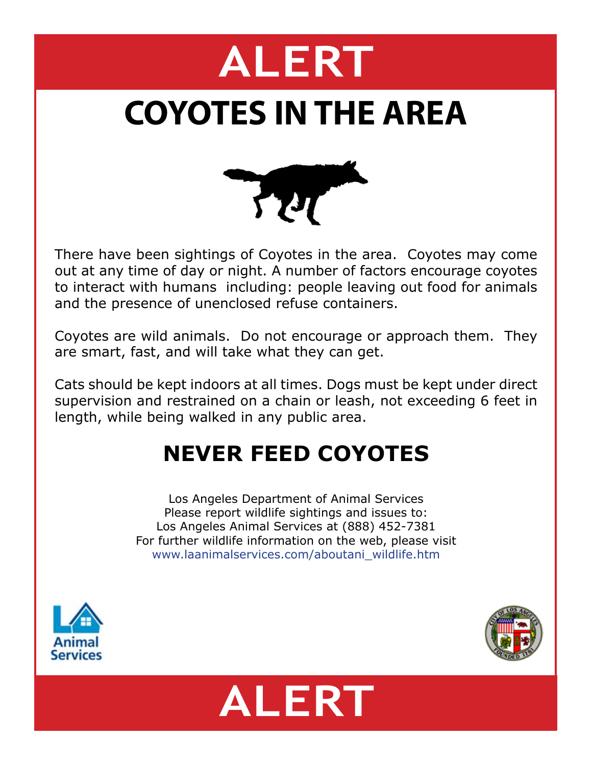# ALERT

# COYOTES IN THE AREA

There have been sightings of Coyotes in the area. Coyotes may come out at any time of day or night. A number of factors encourage coyotes to interact with humans including: people leaving out food for animals and the presence of unenclosed refuse containers.

Coyotes are wild animals. Do not encourage or approach them. They are smart, fast, and will take what they can get.

Cats should be kept indoors at all times. Dogs must be kept under direct supervision and restrained on a chain or leash, not exceeding 6 feet in length, while being walked in any public area.

## NEVER FEED COYOTES

Los Angeles Department of Animal Services
Please report wildlife sightings and issues to:
Los Angeles Animal Services at (888) 452-7381
For further wildlife information on the web, please visit
www.laanimalservices.com/aboutani_wildlife.htm

LA Animal Services

# ALERT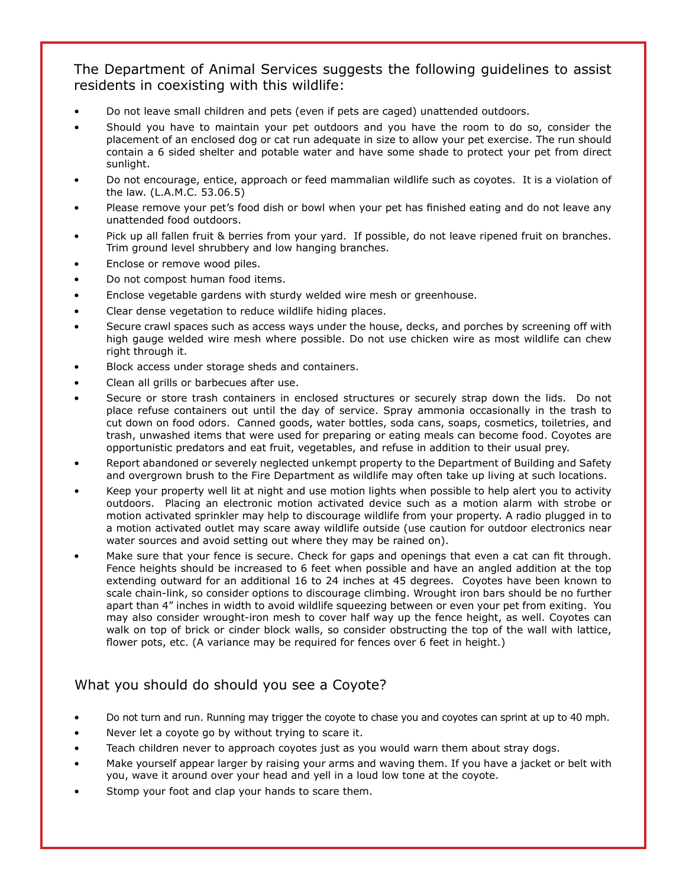The Department of Animal Services suggests the following guidelines to assist residents in coexisting with this wildlife:

- Do not leave small children and pets (even if pets are caged) unattended outdoors.
- Should you have to maintain your pet outdoors and you have the room to do so, consider the placement of an enclosed dog or cat run adequate in size to allow your pet exercise. The run should contain a 6 sided shelter and potable water and have some shade to protect your pet from direct sunlight.
- Do not encourage, entice, approach or feed mammalian wildlife such as coyotes. It is a violation of the law. (L.A.M.C. 53.06.5)
- Please remove your pet's food dish or bowl when your pet has finished eating and do not leave any unattended food outdoors.
- Pick up all fallen fruit & berries from your yard. If possible, do not leave ripened fruit on branches. Trim ground level shrubbery and low hanging branches.
- Enclose or remove wood piles.
- Do not compost human food items.
- Enclose vegetable gardens with sturdy welded wire mesh or greenhouse.
- Clear dense vegetation to reduce wildlife hiding places.
- Secure crawl spaces such as access ways under the house, decks, and porches by screening off with high gauge welded wire mesh where possible. Do not use chicken wire as most wildlife can chew right through it.
- Block access under storage sheds and containers.
- Clean all grills or barbecues after use.
- Secure or store trash containers in enclosed structures or securely strap down the lids. Do not place refuse containers out until the day of service. Spray ammonia occasionally in the trash to cut down on food odors. Canned goods, water bottles, soda cans, soaps, cosmetics, toiletries, and trash, unwashed items that were used for preparing or eating meals can become food. Coyotes are opportunistic predators and eat fruit, vegetables, and refuse in addition to their usual prey.
- Report abandoned or severely neglected unkempt property to the Department of Building and Safety and overgrown brush to the Fire Department as wildlife may often take up living at such locations.
- Keep your property well lit at night and use motion lights when possible to help alert you to activity outdoors. Placing an electronic motion activated device such as a motion alarm with strobe or motion activated sprinkler may help to discourage wildlife from your property. A radio plugged in to a motion activated outlet may scare away wildlife outside (use caution for outdoor electronics near water sources and avoid setting out where they may be rained on).
- Make sure that your fence is secure. Check for gaps and openings that even a cat can fit through. Fence heights should be increased to 6 feet when possible and have an angled addition at the top extending outward for an additional 16 to 24 inches at 45 degrees. Coyotes have been known to scale chain-link, so consider options to discourage climbing. Wrought iron bars should be no further apart than 4" inches in width to avoid wildlife squeezing between or even your pet from exiting. You may also consider wrought-iron mesh to cover half way up the fence height, as well. Coyotes can walk on top of brick or cinder block walls, so consider obstructing the top of the wall with lattice, flower pots, etc. (A variance may be required for fences over 6 feet in height.)

## What you should do should you see a Coyote?

- Do not turn and run. Running may trigger the coyote to chase you and coyotes can sprint at up to 40 mph.
- Never let a coyote go by without trying to scare it.
- Teach children never to approach coyotes just as you would warn them about stray dogs.
- Make yourself appear larger by raising your arms and waving them. If you have a jacket or belt with you, wave it around over your head and yell in a loud low tone at the coyote.
- Stomp your foot and clap your hands to scare them.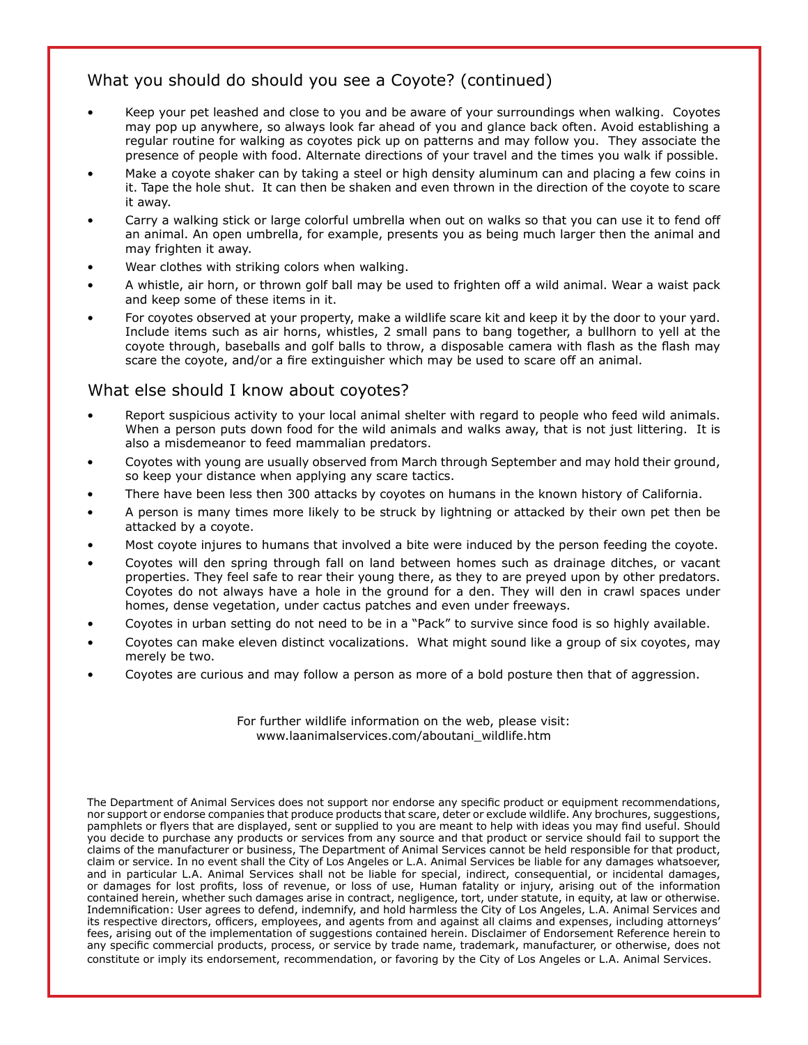## What you should do should you see a Coyote? (continued)

- Keep your pet leashed and close to you and be aware of your surroundings when walking. Coyotes may pop up anywhere, so always look far ahead of you and glance back often. Avoid establishing a regular routine for walking as coyotes pick up on patterns and may follow you. They associate the presence of people with food. Alternate directions of your travel and the times you walk if possible.
- Make a coyote shaker can by taking a steel or high density aluminum can and placing a few coins in it. Tape the hole shut. It can then be shaken and even thrown in the direction of the coyote to scare it away.
- Carry a walking stick or large colorful umbrella when out on walks so that you can use it to fend off an animal. An open umbrella, for example, presents you as being much larger then the animal and may frighten it away.
- Wear clothes with striking colors when walking.
- A whistle, air horn, or thrown golf ball may be used to frighten off a wild animal. Wear a waist pack and keep some of these items in it.
- For coyotes observed at your property, make a wildlife scare kit and keep it by the door to your yard. Include items such as air horns, whistles, 2 small pans to bang together, a bullhorn to yell at the coyote through, baseballs and golf balls to throw, a disposable camera with flash as the flash may scare the coyote, and/or a fire extinguisher which may be used to scare off an animal.

## What else should I know about coyotes?

- Report suspicious activity to your local animal shelter with regard to people who feed wild animals. When a person puts down food for the wild animals and walks away, that is not just littering. It is also a misdemeanor to feed mammalian predators.
- Coyotes with young are usually observed from March through September and may hold their ground, so keep your distance when applying any scare tactics.
- There have been less then 300 attacks by coyotes on humans in the known history of California.
- A person is many times more likely to be struck by lightning or attacked by their own pet then be attacked by a coyote.
- Most coyote injures to humans that involved a bite were induced by the person feeding the coyote.
- Coyotes will den spring through fall on land between homes such as drainage ditches, or vacant properties. They feel safe to rear their young there, as they to are preyed upon by other predators. Coyotes do not always have a hole in the ground for a den. They will den in crawl spaces under homes, dense vegetation, under cactus patches and even under freeways.
- Coyotes in urban setting do not need to be in a "Pack" to survive since food is so highly available.
- Coyotes can make eleven distinct vocalizations. What might sound like a group of six coyotes, may merely be two.
- Coyotes are curious and may follow a person as more of a bold posture then that of aggression.

For further wildlife information on the web, please visit:
www.laanimalservices.com/aboutani_wildlife.htm

The Department of Animal Services does not support nor endorse any specific product or equipment recommendations, nor support or endorse companies that produce products that scare, deter or exclude wildlife. Any brochures, suggestions, pamphlets or flyers that are displayed, sent or supplied to you are meant to help with ideas you may find useful. Should you decide to purchase any products or services from any source and that product or service should fail to support the claims of the manufacturer or business, The Department of Animal Services cannot be held responsible for that product, claim or service. In no event shall the City of Los Angeles or L.A. Animal Services be liable for any damages whatsoever, and in particular L.A. Animal Services shall not be liable for special, indirect, consequential, or incidental damages, or damages for lost profits, loss of revenue, or loss of use, Human fatality or injury, arising out of the information contained herein, whether such damages arise in contract, negligence, tort, under statute, in equity, at law or otherwise. Indemnification: User agrees to defend, indemnify, and hold harmless the City of Los Angeles, L.A. Animal Services and its respective directors, officers, employees, and agents from and against all claims and expenses, including attorneys' fees, arising out of the implementation of suggestions contained herein. Disclaimer of Endorsement Reference herein to any specific commercial products, process, or service by trade name, trademark, manufacturer, or otherwise, does not constitute or imply its endorsement, recommendation, or favoring by the City of Los Angeles or L.A. Animal Services.